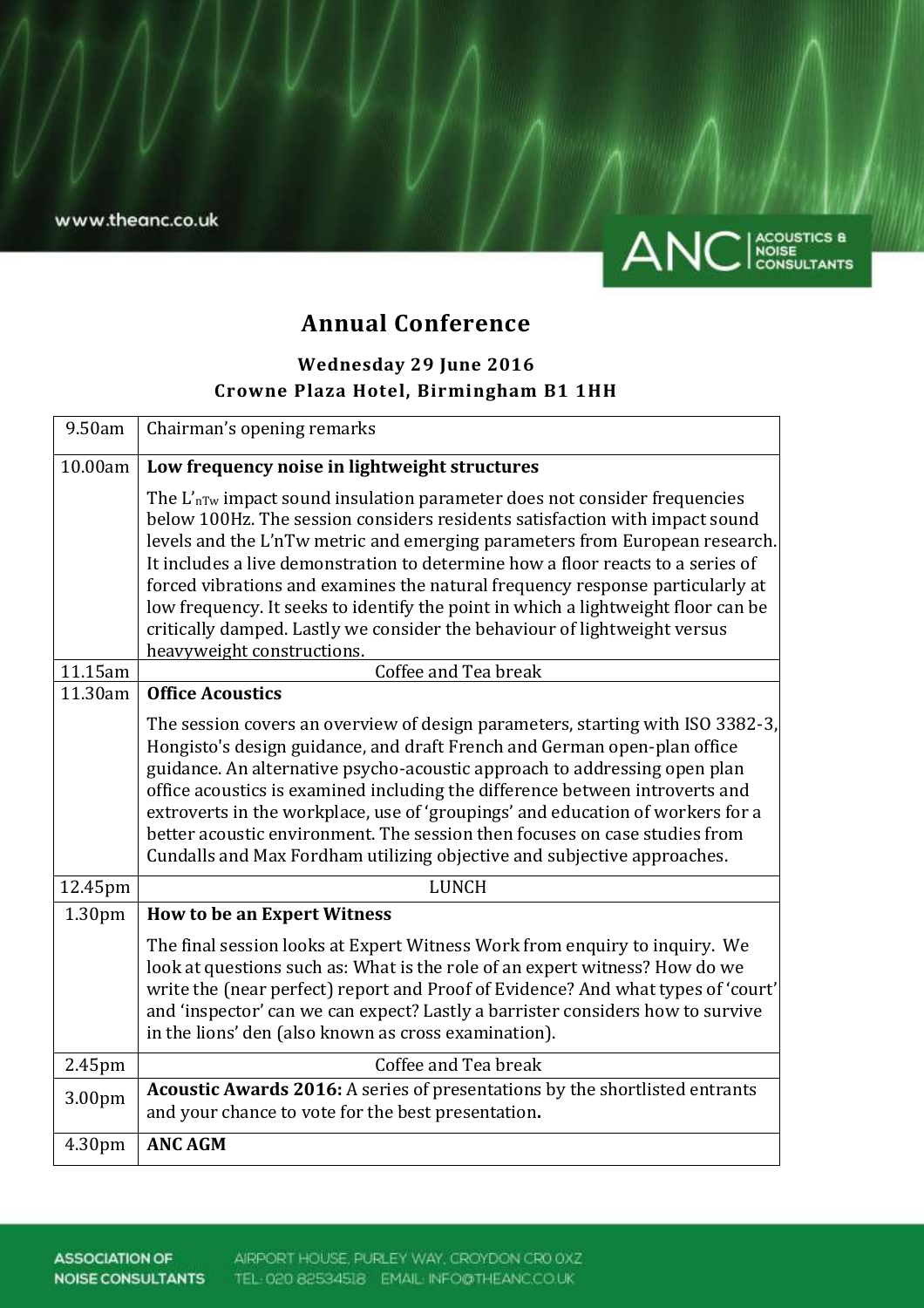www.theanc.co.uk

ANC | ACOUSTICS & NOISE CONSULTANTS

# Annual Conference

### Wednesday 29 June 2016
### Crowne Plaza Hotel, Birmingham B1 1HH

| | |
|---|---|
| 9.50am | Chairman's opening remarks |
| 10.00am | **Low frequency noise in lightweight structures**<br><br>The $L'_{nTw}$ impact sound insulation parameter does not consider frequencies below 100Hz. The session considers residents satisfaction with impact sound levels and the L'nTw metric and emerging parameters from European research. It includes a live demonstration to determine how a floor reacts to a series of forced vibrations and examines the natural frequency response particularly at low frequency. It seeks to identify the point in which a lightweight floor can be critically damped. Lastly we consider the behaviour of lightweight versus heavyweight constructions. |
| 11.15am | Coffee and Tea break |
| 11.30am | **Office Acoustics**<br><br>The session covers an overview of design parameters, starting with ISO 3382-3, Hongisto's design guidance, and draft French and German open-plan office guidance. An alternative psycho-acoustic approach to addressing open plan office acoustics is examined including the difference between introverts and extroverts in the workplace, use of 'groupings' and education of workers for a better acoustic environment. The session then focuses on case studies from Cundalls and Max Fordham utilizing objective and subjective approaches. |
| 12.45pm | LUNCH |
| 1.30pm | **How to be an Expert Witness**<br><br>The final session looks at Expert Witness Work from enquiry to inquiry. We look at questions such as: What is the role of an expert witness? How do we write the (near perfect) report and Proof of Evidence? And what types of 'court' and 'inspector' can we can expect? Lastly a barrister considers how to survive in the lions' den (also known as cross examination). |
| 2.45pm | Coffee and Tea break |
| 3.00pm | **Acoustic Awards 2016:** A series of presentations by the shortlisted entrants and your chance to vote for the best presentation**.** |
| 4.30pm | **ANC AGM** |

ASSOCIATION OF NOISE CONSULTANTS AIRPORT HOUSE, PURLEY WAY, CROYDON CR0 0XZ TEL: 020 82534518 EMAIL: INFO@THEANC.CO.UK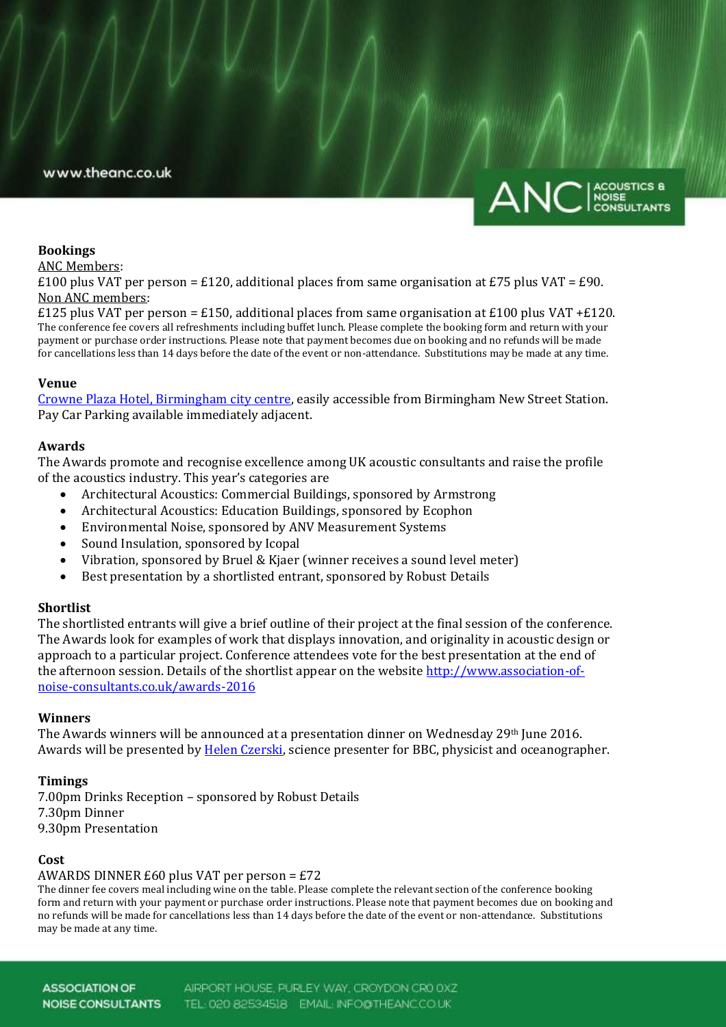## Bookings

ANC Members:

£100 plus VAT per person = £120, additional places from same organisation at £75 plus VAT = £90.

Non ANC members:

£125 plus VAT per person = £150, additional places from same organisation at £100 plus VAT +£120.

The conference fee covers all refreshments including buffet lunch. Please complete the booking form and return with your payment or purchase order instructions. Please note that payment becomes due on booking and no refunds will be made for cancellations less than 14 days before the date of the event or non-attendance. Substitutions may be made at any time.

## Venue

Crowne Plaza Hotel, Birmingham city centre, easily accessible from Birmingham New Street Station. Pay Car Parking available immediately adjacent.

## Awards

The Awards promote and recognise excellence among UK acoustic consultants and raise the profile of the acoustics industry. This year's categories are

- Architectural Acoustics: Commercial Buildings, sponsored by Armstrong
- Architectural Acoustics: Education Buildings, sponsored by Ecophon
- Environmental Noise, sponsored by ANV Measurement Systems
- Sound Insulation, sponsored by Icopal
- Vibration, sponsored by Bruel & Kjaer (winner receives a sound level meter)
- Best presentation by a shortlisted entrant, sponsored by Robust Details

## Shortlist

The shortlisted entrants will give a brief outline of their project at the final session of the conference. The Awards look for examples of work that displays innovation, and originality in acoustic design or approach to a particular project. Conference attendees vote for the best presentation at the end of the afternoon session. Details of the shortlist appear on the website http://www.association-of-noise-consultants.co.uk/awards-2016

## Winners

The Awards winners will be announced at a presentation dinner on Wednesday 29th June 2016. Awards will be presented by Helen Czerski, science presenter for BBC, physicist and oceanographer.

## Timings

7.00pm Drinks Reception – sponsored by Robust Details

7.30pm Dinner

9.30pm Presentation

## Cost

AWARDS DINNER £60 plus VAT per person = £72

The dinner fee covers meal including wine on the table. Please complete the relevant section of the conference booking form and return with your payment or purchase order instructions. Please note that payment becomes due on booking and no refunds will be made for cancellations less than 14 days before the date of the event or non-attendance. Substitutions may be made at any time.